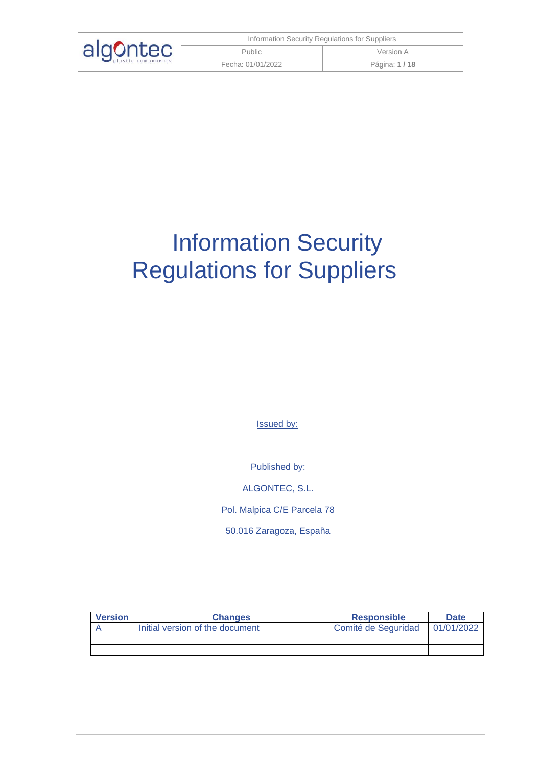# Information Security Regulations for Suppliers

Issued by:

Published by:

ALGONTEC, S.L.

Pol. Malpica C/E Parcela 78

50.016 Zaragoza, España

| Version | Changes | Responsible | Date |
|---|---|---|---|
| A | Initial version of the document | Comité de Seguridad | 01/01/2022 |
| | | | |
| | | | |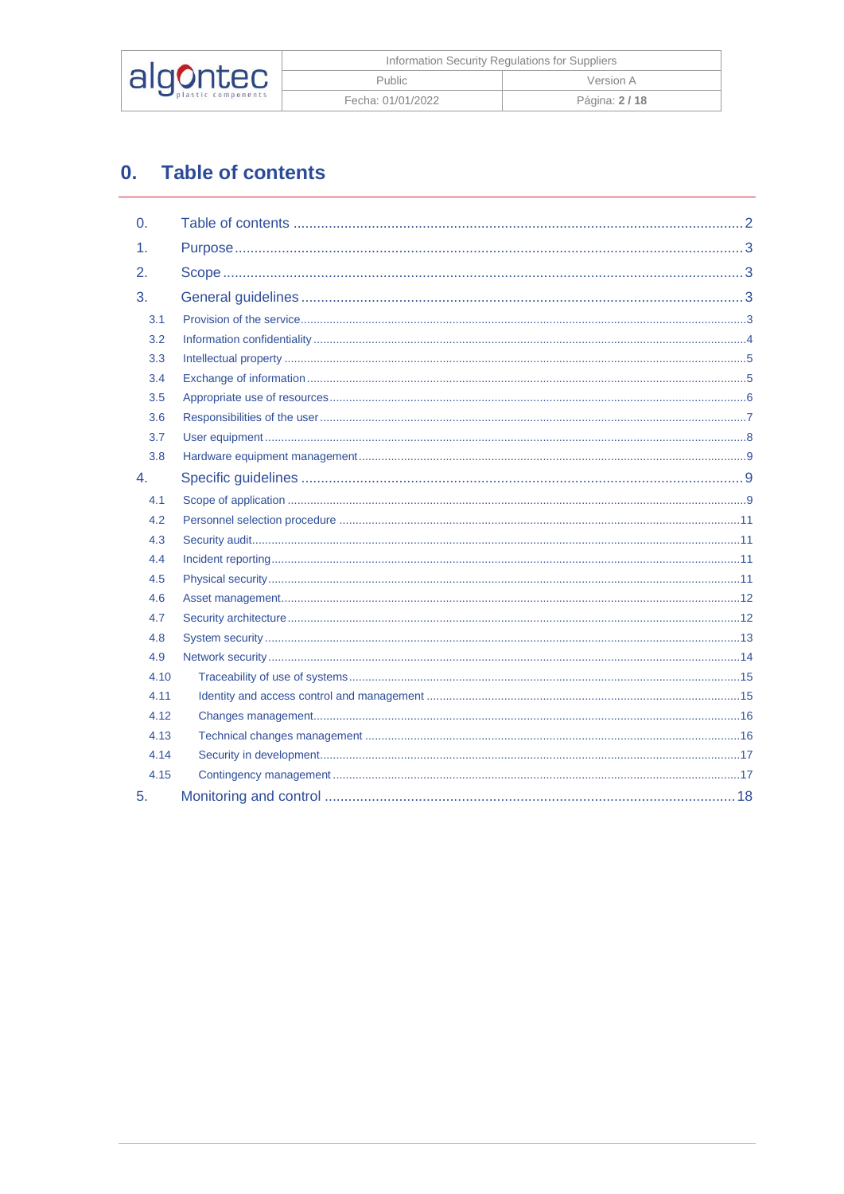# 0. Table of contents

0. Table of contents .......... 2
1. Purpose .......... 3
2. Scope .......... 3
3. General guidelines .......... 3
   - 3.1 Provision of the service .......... 3
   - 3.2 Information confidentiality .......... 4
   - 3.3 Intellectual property .......... 5
   - 3.4 Exchange of information .......... 5
   - 3.5 Appropriate use of resources .......... 6
   - 3.6 Responsibilities of the user .......... 7
   - 3.7 User equipment .......... 8
   - 3.8 Hardware equipment management .......... 9
4. Specific guidelines .......... 9
   - 4.1 Scope of application .......... 9
   - 4.2 Personnel selection procedure .......... 11
   - 4.3 Security audit .......... 11
   - 4.4 Incident reporting .......... 11
   - 4.5 Physical security .......... 11
   - 4.6 Asset management .......... 12
   - 4.7 Security architecture .......... 12
   - 4.8 System security .......... 13
   - 4.9 Network security .......... 14
   - 4.10 Traceability of use of systems .......... 15
   - 4.11 Identity and access control and management .......... 15
   - 4.12 Changes management .......... 16
   - 4.13 Technical changes management .......... 16
   - 4.14 Security in development .......... 17
   - 4.15 Contingency management .......... 17
5. Monitoring and control .......... 18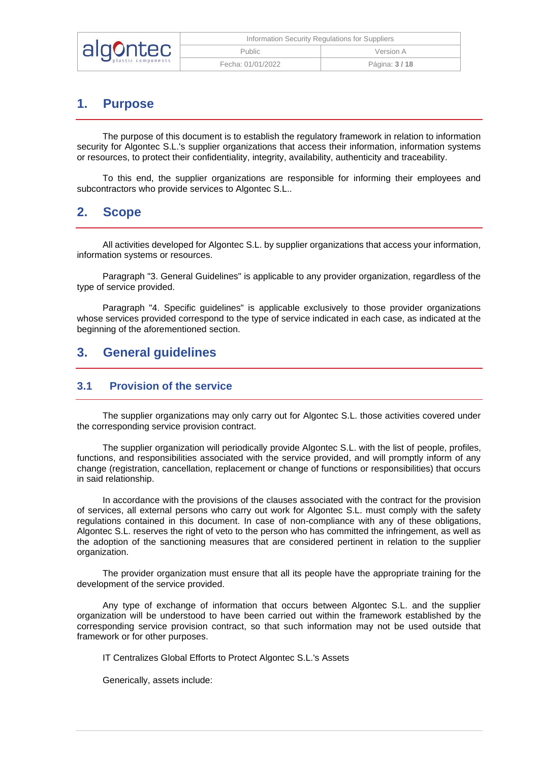# 1. Purpose

The purpose of this document is to establish the regulatory framework in relation to information security for Algontec S.L.'s supplier organizations that access their information, information systems or resources, to protect their confidentiality, integrity, availability, authenticity and traceability.

To this end, the supplier organizations are responsible for informing their employees and subcontractors who provide services to Algontec S.L..

# 2. Scope

All activities developed for Algontec S.L. by supplier organizations that access your information, information systems or resources.

Paragraph "3. General Guidelines" is applicable to any provider organization, regardless of the type of service provided.

Paragraph "4. Specific guidelines" is applicable exclusively to those provider organizations whose services provided correspond to the type of service indicated in each case, as indicated at the beginning of the aforementioned section.

# 3. General guidelines

## 3.1 Provision of the service

The supplier organizations may only carry out for Algontec S.L. those activities covered under the corresponding service provision contract.

The supplier organization will periodically provide Algontec S.L. with the list of people, profiles, functions, and responsibilities associated with the service provided, and will promptly inform of any change (registration, cancellation, replacement or change of functions or responsibilities) that occurs in said relationship.

In accordance with the provisions of the clauses associated with the contract for the provision of services, all external persons who carry out work for Algontec S.L. must comply with the safety regulations contained in this document. In case of non-compliance with any of these obligations, Algontec S.L. reserves the right of veto to the person who has committed the infringement, as well as the adoption of the sanctioning measures that are considered pertinent in relation to the supplier organization.

The provider organization must ensure that all its people have the appropriate training for the development of the service provided.

Any type of exchange of information that occurs between Algontec S.L. and the supplier organization will be understood to have been carried out within the framework established by the corresponding service provision contract, so that such information may not be used outside that framework or for other purposes.

IT Centralizes Global Efforts to Protect Algontec S.L.'s Assets

Generically, assets include: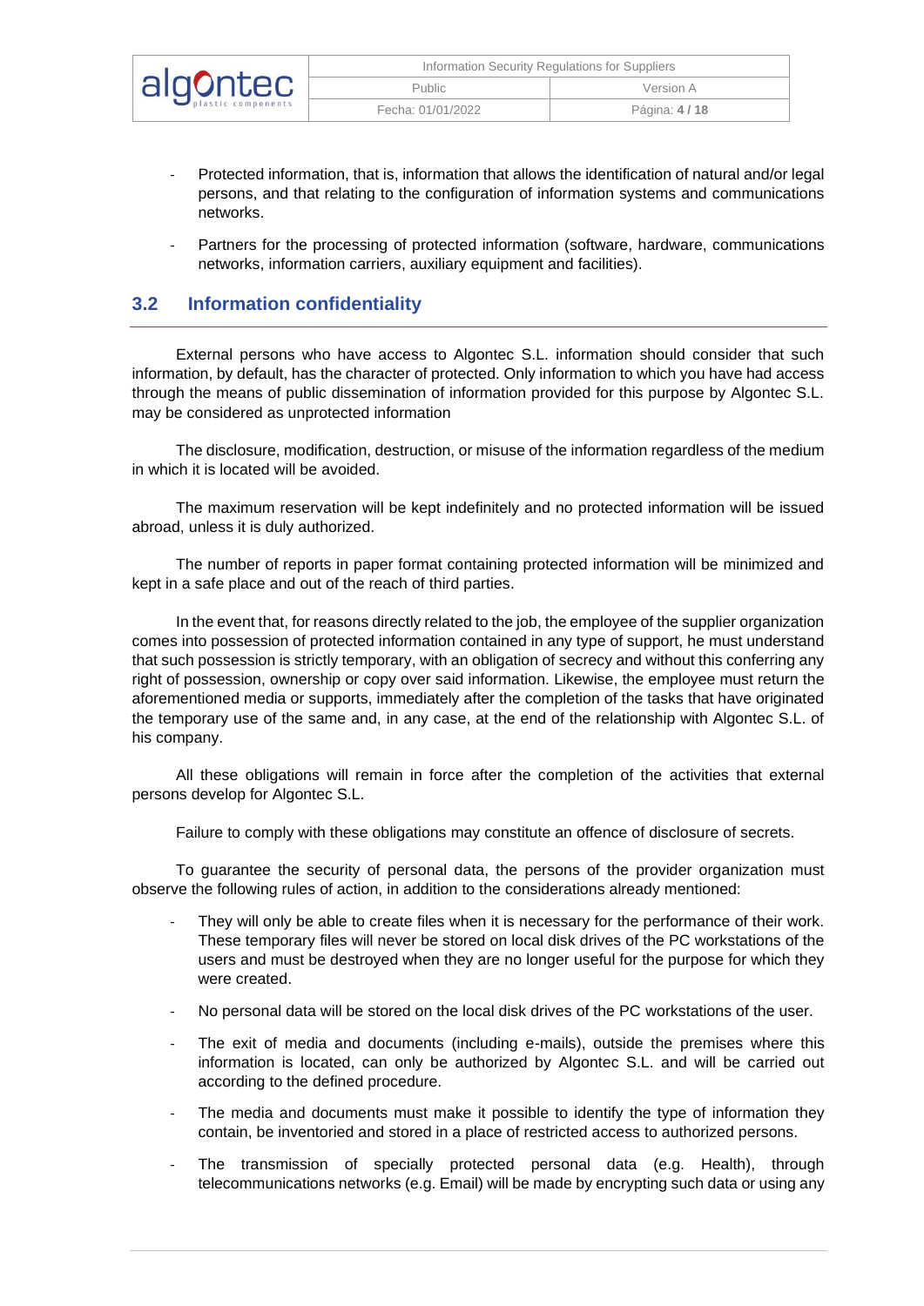- Protected information, that is, information that allows the identification of natural and/or legal persons, and that relating to the configuration of information systems and communications networks.
- Partners for the processing of protected information (software, hardware, communications networks, information carriers, auxiliary equipment and facilities).

## 3.2 Information confidentiality

External persons who have access to Algontec S.L. information should consider that such information, by default, has the character of protected. Only information to which you have had access through the means of public dissemination of information provided for this purpose by Algontec S.L. may be considered as unprotected information

The disclosure, modification, destruction, or misuse of the information regardless of the medium in which it is located will be avoided.

The maximum reservation will be kept indefinitely and no protected information will be issued abroad, unless it is duly authorized.

The number of reports in paper format containing protected information will be minimized and kept in a safe place and out of the reach of third parties.

In the event that, for reasons directly related to the job, the employee of the supplier organization comes into possession of protected information contained in any type of support, he must understand that such possession is strictly temporary, with an obligation of secrecy and without this conferring any right of possession, ownership or copy over said information. Likewise, the employee must return the aforementioned media or supports, immediately after the completion of the tasks that have originated the temporary use of the same and, in any case, at the end of the relationship with Algontec S.L. of his company.

All these obligations will remain in force after the completion of the activities that external persons develop for Algontec S.L.

Failure to comply with these obligations may constitute an offence of disclosure of secrets.

To guarantee the security of personal data, the persons of the provider organization must observe the following rules of action, in addition to the considerations already mentioned:

- They will only be able to create files when it is necessary for the performance of their work. These temporary files will never be stored on local disk drives of the PC workstations of the users and must be destroyed when they are no longer useful for the purpose for which they were created.
- No personal data will be stored on the local disk drives of the PC workstations of the user.
- The exit of media and documents (including e-mails), outside the premises where this information is located, can only be authorized by Algontec S.L. and will be carried out according to the defined procedure.
- The media and documents must make it possible to identify the type of information they contain, be inventoried and stored in a place of restricted access to authorized persons.
- The transmission of specially protected personal data (e.g. Health), through telecommunications networks (e.g. Email) will be made by encrypting such data or using any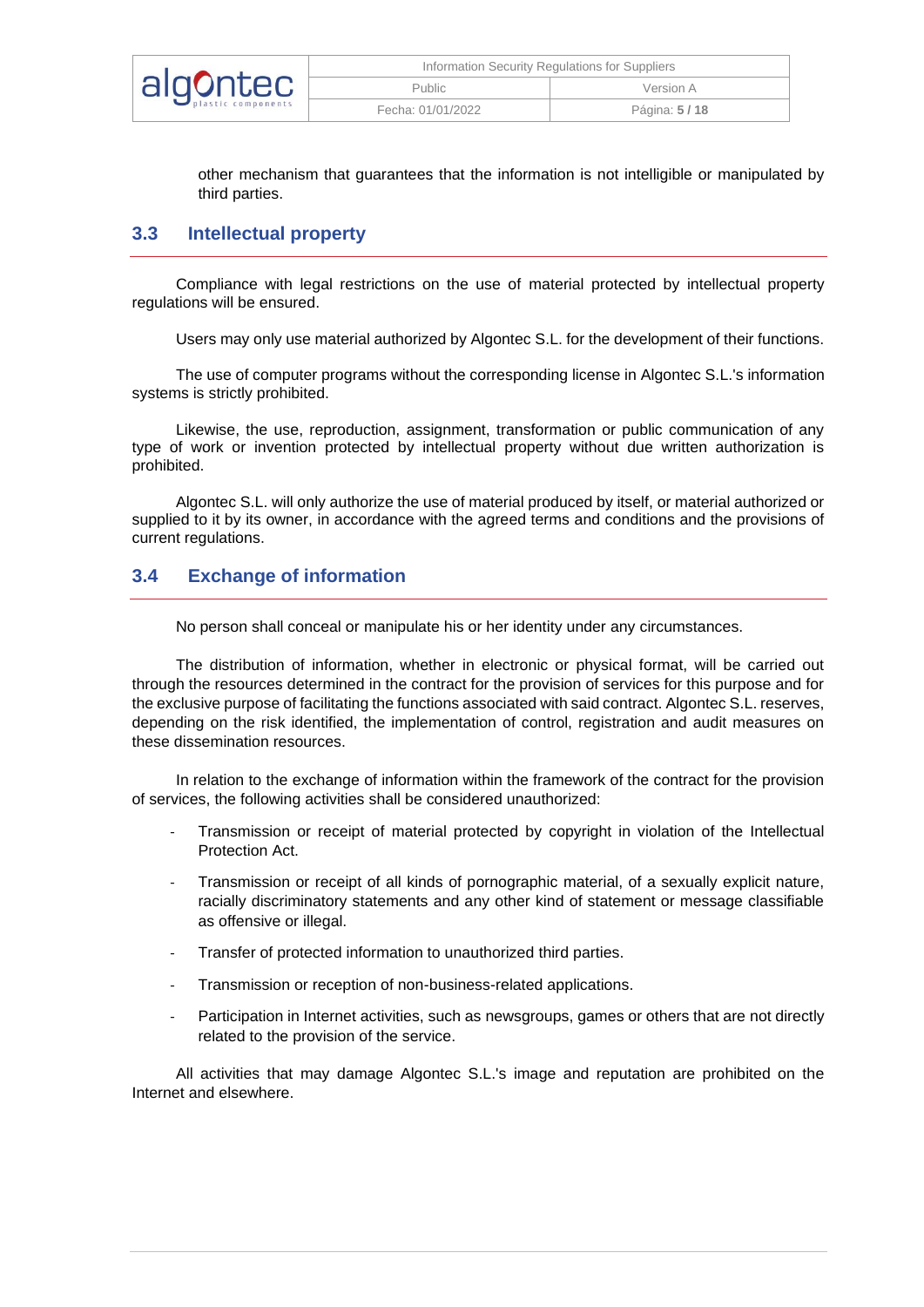other mechanism that guarantees that the information is not intelligible or manipulated by third parties.

## 3.3 Intellectual property

Compliance with legal restrictions on the use of material protected by intellectual property regulations will be ensured.

Users may only use material authorized by Algontec S.L. for the development of their functions.

The use of computer programs without the corresponding license in Algontec S.L.'s information systems is strictly prohibited.

Likewise, the use, reproduction, assignment, transformation or public communication of any type of work or invention protected by intellectual property without due written authorization is prohibited.

Algontec S.L. will only authorize the use of material produced by itself, or material authorized or supplied to it by its owner, in accordance with the agreed terms and conditions and the provisions of current regulations.

## 3.4 Exchange of information

No person shall conceal or manipulate his or her identity under any circumstances.

The distribution of information, whether in electronic or physical format, will be carried out through the resources determined in the contract for the provision of services for this purpose and for the exclusive purpose of facilitating the functions associated with said contract. Algontec S.L. reserves, depending on the risk identified, the implementation of control, registration and audit measures on these dissemination resources.

In relation to the exchange of information within the framework of the contract for the provision of services, the following activities shall be considered unauthorized:

- Transmission or receipt of material protected by copyright in violation of the Intellectual Protection Act.
- Transmission or receipt of all kinds of pornographic material, of a sexually explicit nature, racially discriminatory statements and any other kind of statement or message classifiable as offensive or illegal.
- Transfer of protected information to unauthorized third parties.
- Transmission or reception of non-business-related applications.
- Participation in Internet activities, such as newsgroups, games or others that are not directly related to the provision of the service.

All activities that may damage Algontec S.L.'s image and reputation are prohibited on the Internet and elsewhere.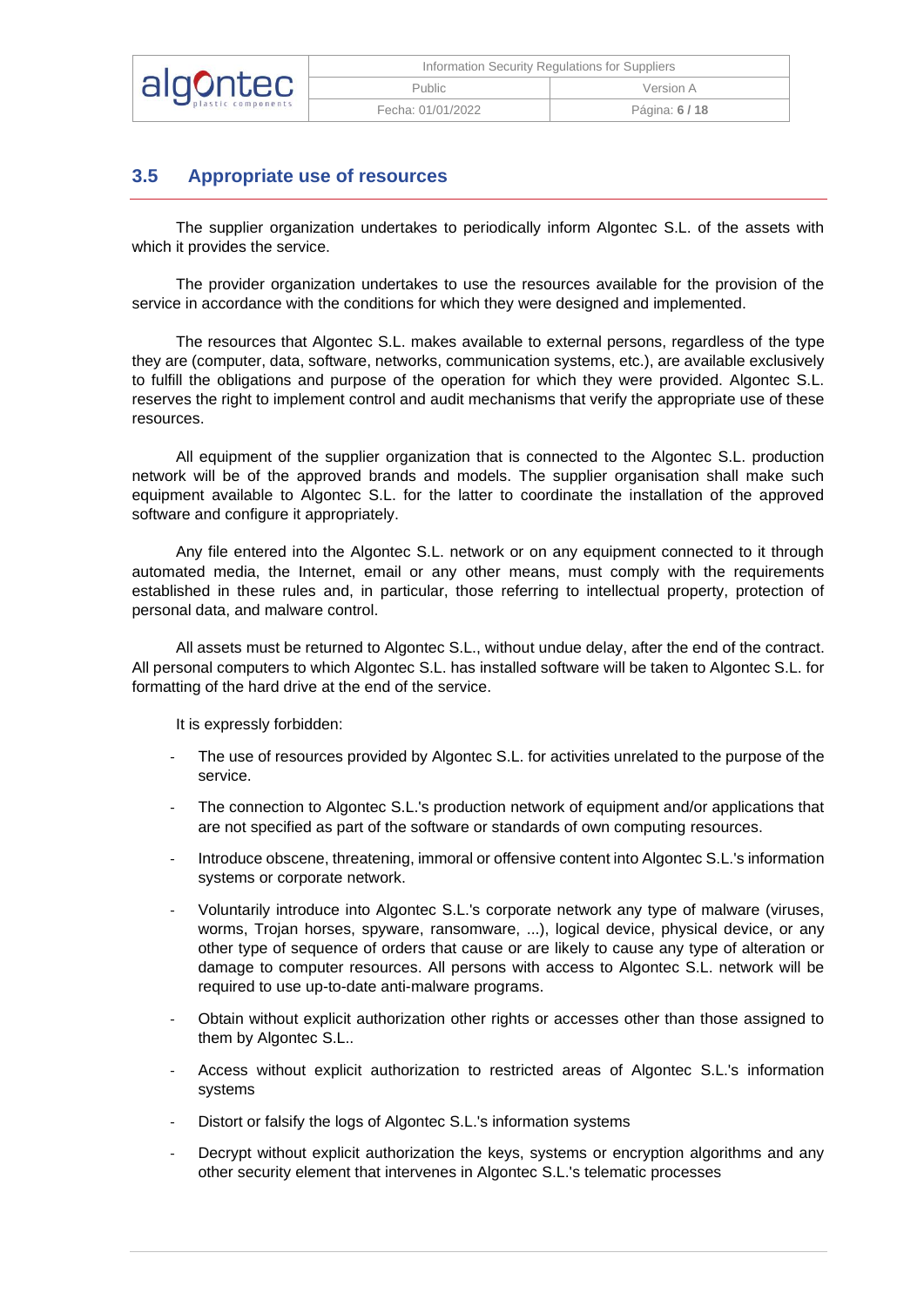## 3.5 Appropriate use of resources

The supplier organization undertakes to periodically inform Algontec S.L. of the assets with which it provides the service.

The provider organization undertakes to use the resources available for the provision of the service in accordance with the conditions for which they were designed and implemented.

The resources that Algontec S.L. makes available to external persons, regardless of the type they are (computer, data, software, networks, communication systems, etc.), are available exclusively to fulfill the obligations and purpose of the operation for which they were provided. Algontec S.L. reserves the right to implement control and audit mechanisms that verify the appropriate use of these resources.

All equipment of the supplier organization that is connected to the Algontec S.L. production network will be of the approved brands and models. The supplier organisation shall make such equipment available to Algontec S.L. for the latter to coordinate the installation of the approved software and configure it appropriately.

Any file entered into the Algontec S.L. network or on any equipment connected to it through automated media, the Internet, email or any other means, must comply with the requirements established in these rules and, in particular, those referring to intellectual property, protection of personal data, and malware control.

All assets must be returned to Algontec S.L., without undue delay, after the end of the contract. All personal computers to which Algontec S.L. has installed software will be taken to Algontec S.L. for formatting of the hard drive at the end of the service.

It is expressly forbidden:

- The use of resources provided by Algontec S.L. for activities unrelated to the purpose of the service.
- The connection to Algontec S.L.'s production network of equipment and/or applications that are not specified as part of the software or standards of own computing resources.
- Introduce obscene, threatening, immoral or offensive content into Algontec S.L.'s information systems or corporate network.
- Voluntarily introduce into Algontec S.L.'s corporate network any type of malware (viruses, worms, Trojan horses, spyware, ransomware, ...), logical device, physical device, or any other type of sequence of orders that cause or are likely to cause any type of alteration or damage to computer resources. All persons with access to Algontec S.L. network will be required to use up-to-date anti-malware programs.
- Obtain without explicit authorization other rights or accesses other than those assigned to them by Algontec S.L..
- Access without explicit authorization to restricted areas of Algontec S.L.'s information systems
- Distort or falsify the logs of Algontec S.L.'s information systems
- Decrypt without explicit authorization the keys, systems or encryption algorithms and any other security element that intervenes in Algontec S.L.'s telematic processes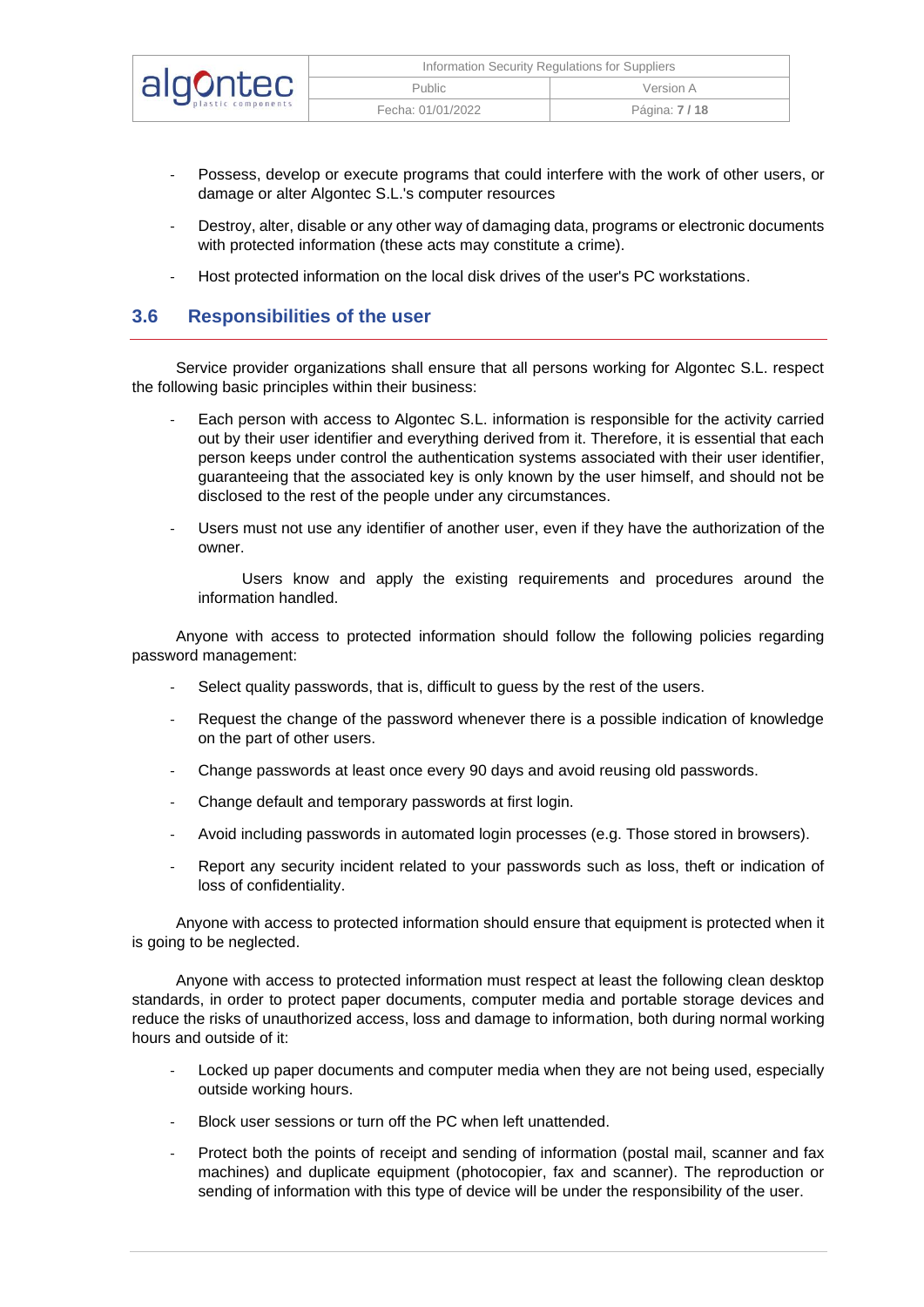- Possess, develop or execute programs that could interfere with the work of other users, or damage or alter Algontec S.L.'s computer resources
- Destroy, alter, disable or any other way of damaging data, programs or electronic documents with protected information (these acts may constitute a crime).
- Host protected information on the local disk drives of the user's PC workstations.

## 3.6 Responsibilities of the user

Service provider organizations shall ensure that all persons working for Algontec S.L. respect the following basic principles within their business:

- Each person with access to Algontec S.L. information is responsible for the activity carried out by their user identifier and everything derived from it. Therefore, it is essential that each person keeps under control the authentication systems associated with their user identifier, guaranteeing that the associated key is only known by the user himself, and should not be disclosed to the rest of the people under any circumstances.
- Users must not use any identifier of another user, even if they have the authorization of the owner.

  Users know and apply the existing requirements and procedures around the information handled.

Anyone with access to protected information should follow the following policies regarding password management:

- Select quality passwords, that is, difficult to guess by the rest of the users.
- Request the change of the password whenever there is a possible indication of knowledge on the part of other users.
- Change passwords at least once every 90 days and avoid reusing old passwords.
- Change default and temporary passwords at first login.
- Avoid including passwords in automated login processes (e.g. Those stored in browsers).
- Report any security incident related to your passwords such as loss, theft or indication of loss of confidentiality.

Anyone with access to protected information should ensure that equipment is protected when it is going to be neglected.

Anyone with access to protected information must respect at least the following clean desktop standards, in order to protect paper documents, computer media and portable storage devices and reduce the risks of unauthorized access, loss and damage to information, both during normal working hours and outside of it:

- Locked up paper documents and computer media when they are not being used, especially outside working hours.
- Block user sessions or turn off the PC when left unattended.
- Protect both the points of receipt and sending of information (postal mail, scanner and fax machines) and duplicate equipment (photocopier, fax and scanner). The reproduction or sending of information with this type of device will be under the responsibility of the user.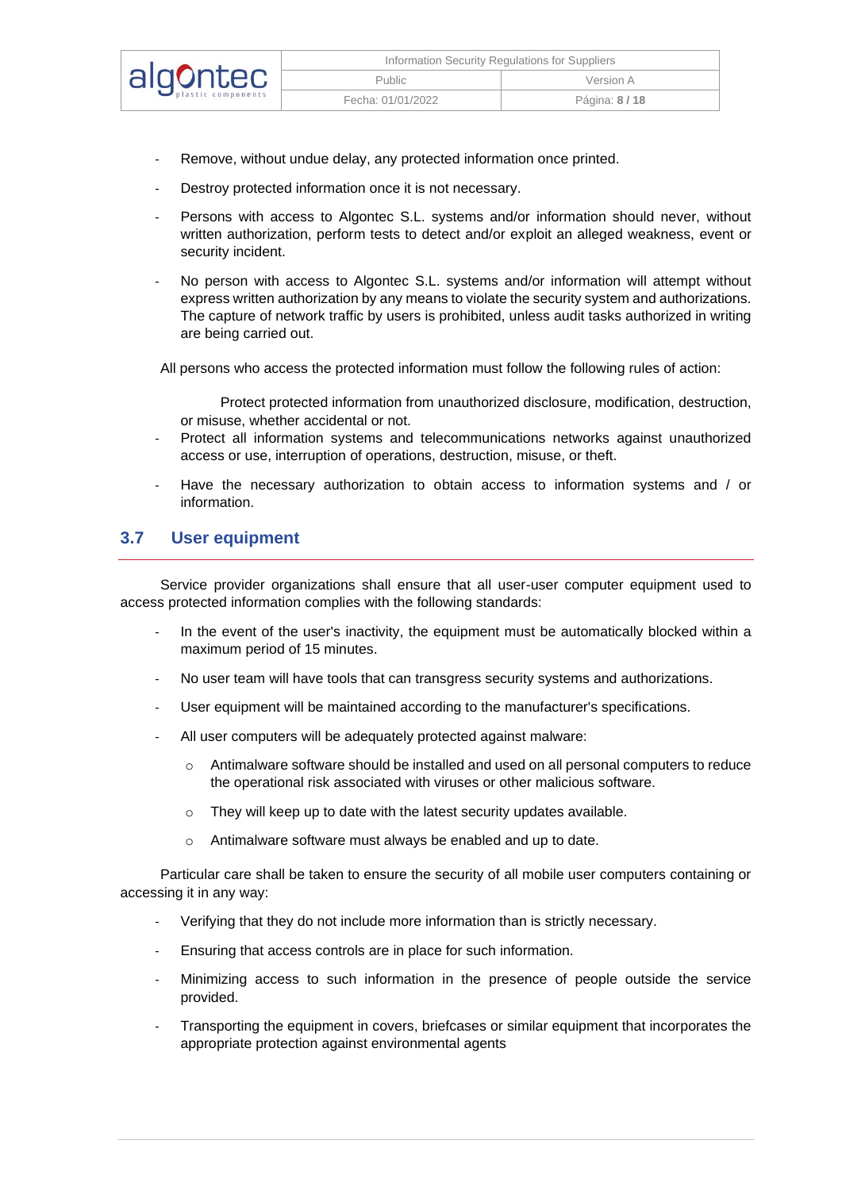- Remove, without undue delay, any protected information once printed.
- Destroy protected information once it is not necessary.
- Persons with access to Algontec S.L. systems and/or information should never, without written authorization, perform tests to detect and/or exploit an alleged weakness, event or security incident.
- No person with access to Algontec S.L. systems and/or information will attempt without express written authorization by any means to violate the security system and authorizations. The capture of network traffic by users is prohibited, unless audit tasks authorized in writing are being carried out.

All persons who access the protected information must follow the following rules of action:

- Protect protected information from unauthorized disclosure, modification, destruction, or misuse, whether accidental or not.
- Protect all information systems and telecommunications networks against unauthorized access or use, interruption of operations, destruction, misuse, or theft.
- Have the necessary authorization to obtain access to information systems and / or information.

## 3.7 User equipment

Service provider organizations shall ensure that all user-user computer equipment used to access protected information complies with the following standards:

- In the event of the user's inactivity, the equipment must be automatically blocked within a maximum period of 15 minutes.
- No user team will have tools that can transgress security systems and authorizations.
- User equipment will be maintained according to the manufacturer's specifications.
- All user computers will be adequately protected against malware:
  - Antimalware software should be installed and used on all personal computers to reduce the operational risk associated with viruses or other malicious software.
  - They will keep up to date with the latest security updates available.
  - Antimalware software must always be enabled and up to date.

Particular care shall be taken to ensure the security of all mobile user computers containing or accessing it in any way:

- Verifying that they do not include more information than is strictly necessary.
- Ensuring that access controls are in place for such information.
- Minimizing access to such information in the presence of people outside the service provided.
- Transporting the equipment in covers, briefcases or similar equipment that incorporates the appropriate protection against environmental agents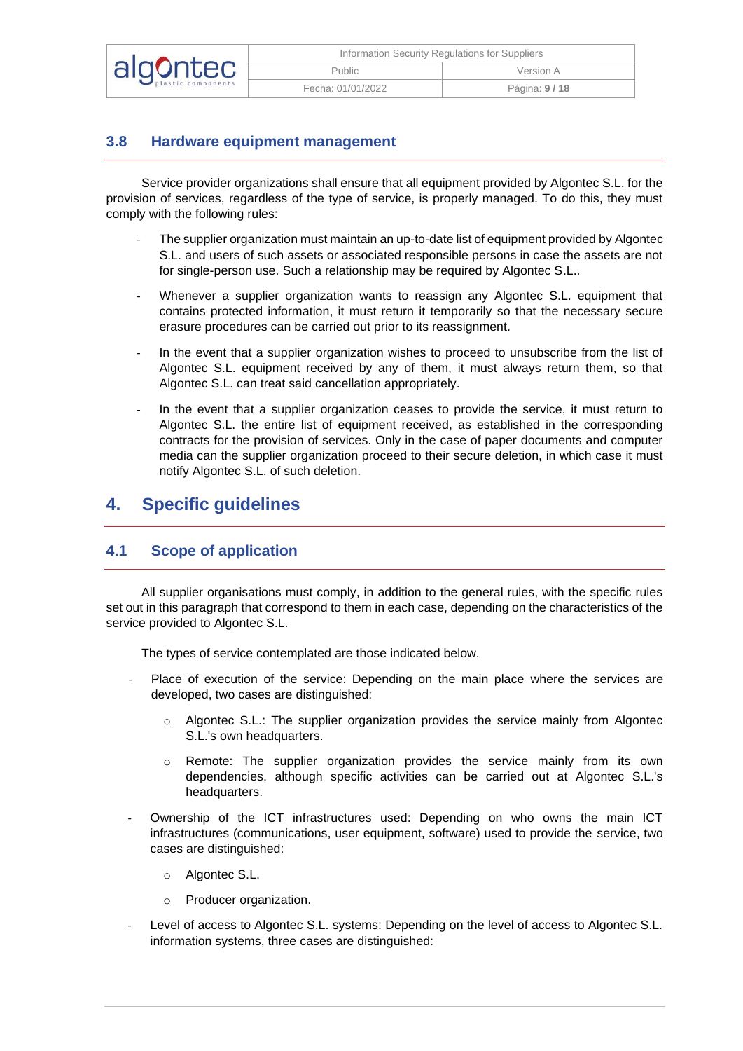### 3.8 Hardware equipment management

Service provider organizations shall ensure that all equipment provided by Algontec S.L. for the provision of services, regardless of the type of service, is properly managed. To do this, they must comply with the following rules:

- The supplier organization must maintain an up-to-date list of equipment provided by Algontec S.L. and users of such assets or associated responsible persons in case the assets are not for single-person use. Such a relationship may be required by Algontec S.L..
- Whenever a supplier organization wants to reassign any Algontec S.L. equipment that contains protected information, it must return it temporarily so that the necessary secure erasure procedures can be carried out prior to its reassignment.
- In the event that a supplier organization wishes to proceed to unsubscribe from the list of Algontec S.L. equipment received by any of them, it must always return them, so that Algontec S.L. can treat said cancellation appropriately.
- In the event that a supplier organization ceases to provide the service, it must return to Algontec S.L. the entire list of equipment received, as established in the corresponding contracts for the provision of services. Only in the case of paper documents and computer media can the supplier organization proceed to their secure deletion, in which case it must notify Algontec S.L. of such deletion.

## 4. Specific guidelines

### 4.1 Scope of application

All supplier organisations must comply, in addition to the general rules, with the specific rules set out in this paragraph that correspond to them in each case, depending on the characteristics of the service provided to Algontec S.L.

The types of service contemplated are those indicated below.

- Place of execution of the service: Depending on the main place where the services are developed, two cases are distinguished:
  - Algontec S.L.: The supplier organization provides the service mainly from Algontec S.L.'s own headquarters.
  - Remote: The supplier organization provides the service mainly from its own dependencies, although specific activities can be carried out at Algontec S.L.'s headquarters.
- Ownership of the ICT infrastructures used: Depending on who owns the main ICT infrastructures (communications, user equipment, software) used to provide the service, two cases are distinguished:
  - Algontec S.L.
  - Producer organization.
- Level of access to Algontec S.L. systems: Depending on the level of access to Algontec S.L. information systems, three cases are distinguished: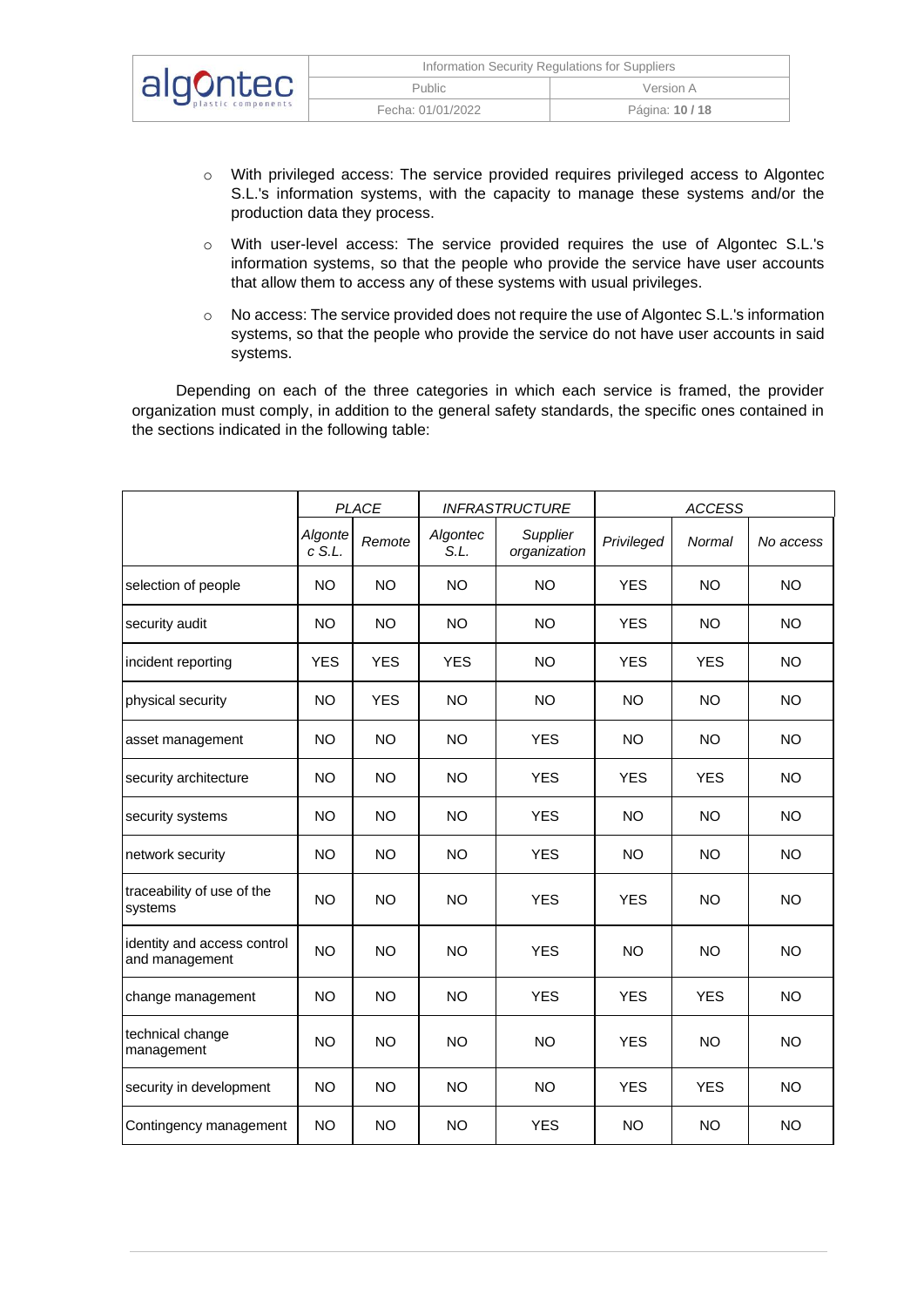- With privileged access: The service provided requires privileged access to Algontec S.L.'s information systems, with the capacity to manage these systems and/or the production data they process.
- With user-level access: The service provided requires the use of Algontec S.L.'s information systems, so that the people who provide the service have user accounts that allow them to access any of these systems with usual privileges.
- No access: The service provided does not require the use of Algontec S.L.'s information systems, so that the people who provide the service do not have user accounts in said systems.

Depending on each of the three categories in which each service is framed, the provider organization must comply, in addition to the general safety standards, the specific ones contained in the sections indicated in the following table:

| | *PLACE* | | *INFRASTRUCTURE* | | *ACCESS* | | |
|---|---|---|---|---|---|---|---|
| | *Algontec S.L.* | *Remote* | *Algontec S.L.* | *Supplier organization* | *Privileged* | *Normal* | *No access* |
| selection of people | NO | NO | NO | NO | YES | NO | NO |
| security audit | NO | NO | NO | NO | YES | NO | NO |
| incident reporting | YES | YES | YES | NO | YES | YES | NO |
| physical security | NO | YES | NO | NO | NO | NO | NO |
| asset management | NO | NO | NO | YES | NO | NO | NO |
| security architecture | NO | NO | NO | YES | YES | YES | NO |
| security systems | NO | NO | NO | YES | NO | NO | NO |
| network security | NO | NO | NO | YES | NO | NO | NO |
| traceability of use of the systems | NO | NO | NO | YES | YES | NO | NO |
| identity and access control and management | NO | NO | NO | YES | NO | NO | NO |
| change management | NO | NO | NO | YES | YES | YES | NO |
| technical change management | NO | NO | NO | NO | YES | NO | NO |
| security in development | NO | NO | NO | NO | YES | YES | NO |
| Contingency management | NO | NO | NO | YES | NO | NO | NO |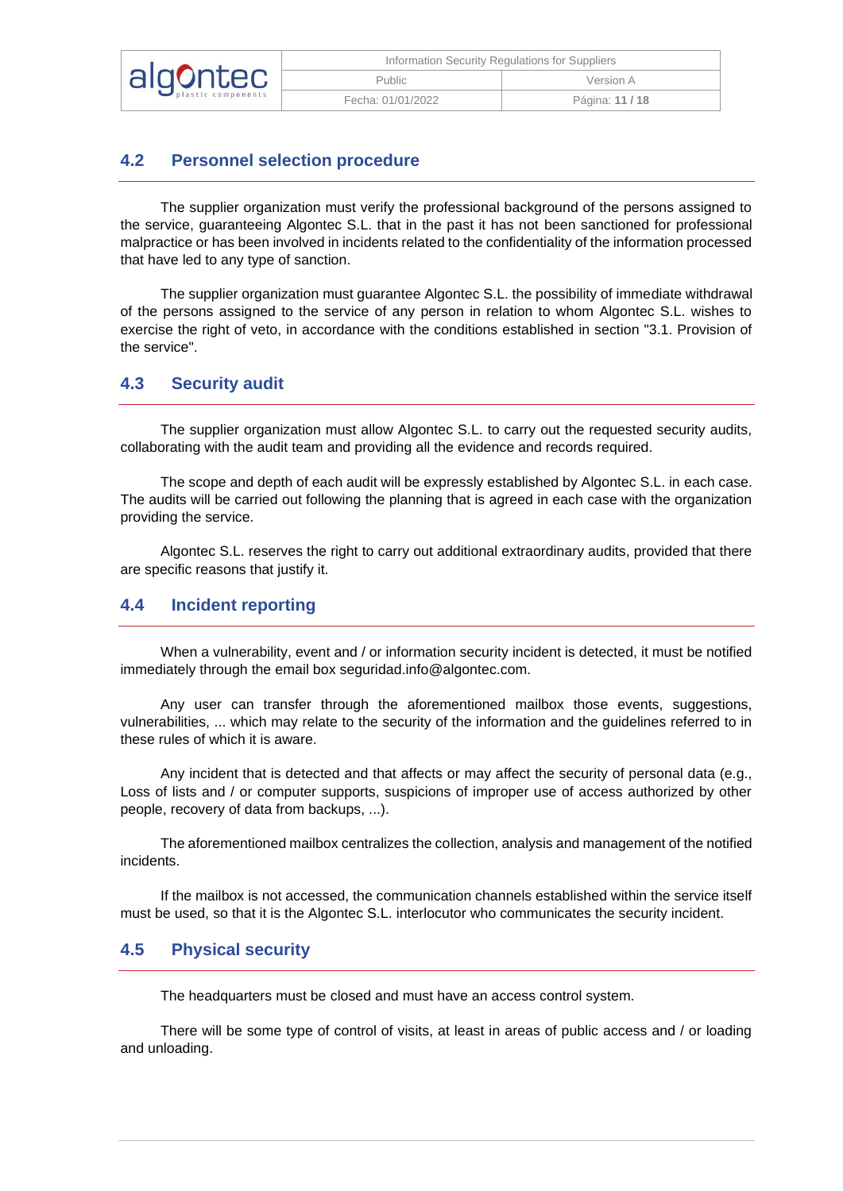## 4.2 Personnel selection procedure

The supplier organization must verify the professional background of the persons assigned to the service, guaranteeing Algontec S.L. that in the past it has not been sanctioned for professional malpractice or has been involved in incidents related to the confidentiality of the information processed that have led to any type of sanction.

The supplier organization must guarantee Algontec S.L. the possibility of immediate withdrawal of the persons assigned to the service of any person in relation to whom Algontec S.L. wishes to exercise the right of veto, in accordance with the conditions established in section "3.1. Provision of the service".

## 4.3 Security audit

The supplier organization must allow Algontec S.L. to carry out the requested security audits, collaborating with the audit team and providing all the evidence and records required.

The scope and depth of each audit will be expressly established by Algontec S.L. in each case. The audits will be carried out following the planning that is agreed in each case with the organization providing the service.

Algontec S.L. reserves the right to carry out additional extraordinary audits, provided that there are specific reasons that justify it.

## 4.4 Incident reporting

When a vulnerability, event and / or information security incident is detected, it must be notified immediately through the email box seguridad.info@algontec.com.

Any user can transfer through the aforementioned mailbox those events, suggestions, vulnerabilities, ... which may relate to the security of the information and the guidelines referred to in these rules of which it is aware.

Any incident that is detected and that affects or may affect the security of personal data (e.g., Loss of lists and / or computer supports, suspicions of improper use of access authorized by other people, recovery of data from backups, ...).

The aforementioned mailbox centralizes the collection, analysis and management of the notified incidents.

If the mailbox is not accessed, the communication channels established within the service itself must be used, so that it is the Algontec S.L. interlocutor who communicates the security incident.

## 4.5 Physical security

The headquarters must be closed and must have an access control system.

There will be some type of control of visits, at least in areas of public access and / or loading and unloading.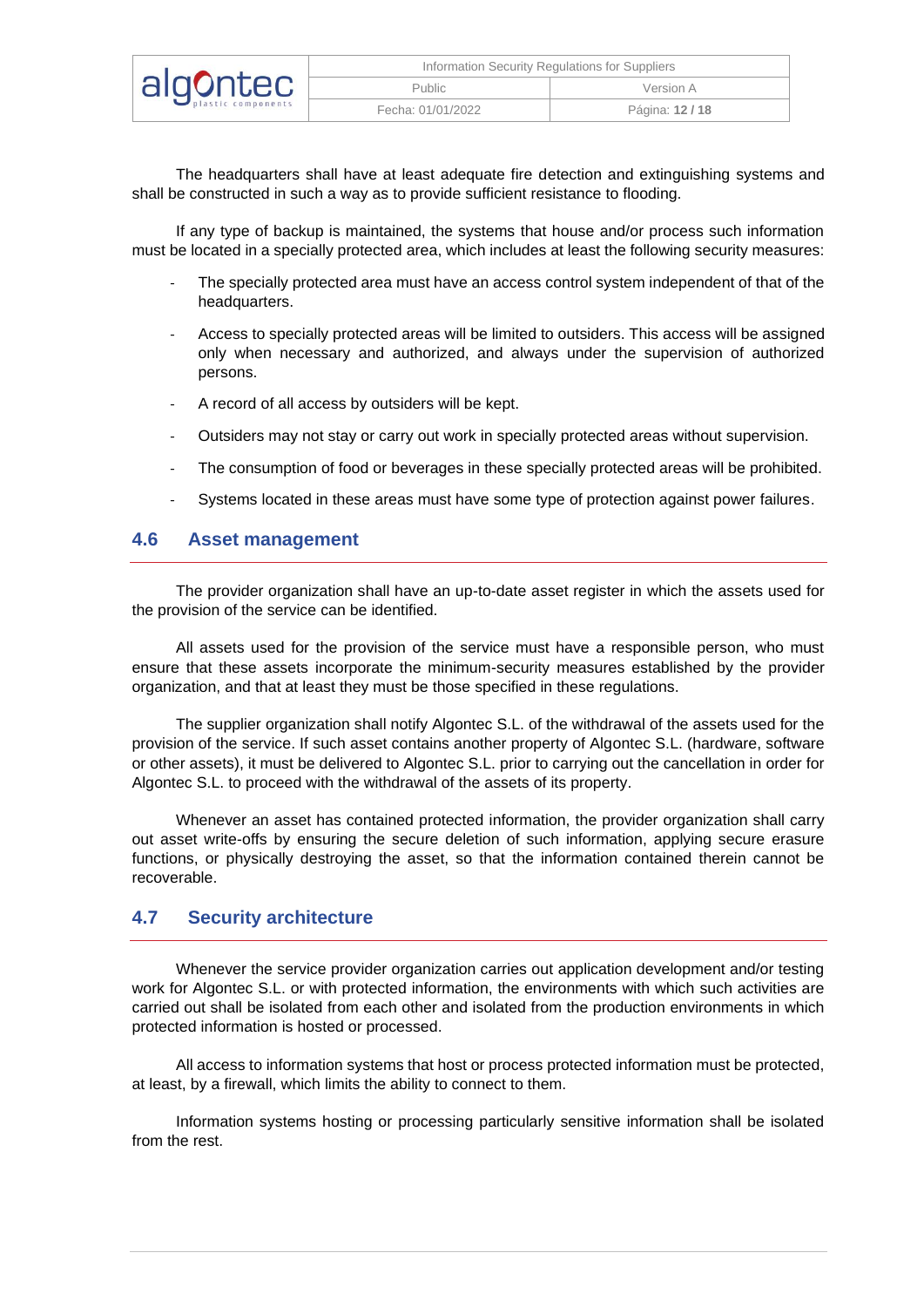The headquarters shall have at least adequate fire detection and extinguishing systems and shall be constructed in such a way as to provide sufficient resistance to flooding.

If any type of backup is maintained, the systems that house and/or process such information must be located in a specially protected area, which includes at least the following security measures:

- The specially protected area must have an access control system independent of that of the headquarters.
- Access to specially protected areas will be limited to outsiders. This access will be assigned only when necessary and authorized, and always under the supervision of authorized persons.
- A record of all access by outsiders will be kept.
- Outsiders may not stay or carry out work in specially protected areas without supervision.
- The consumption of food or beverages in these specially protected areas will be prohibited.
- Systems located in these areas must have some type of protection against power failures.

## 4.6 Asset management

The provider organization shall have an up-to-date asset register in which the assets used for the provision of the service can be identified.

All assets used for the provision of the service must have a responsible person, who must ensure that these assets incorporate the minimum-security measures established by the provider organization, and that at least they must be those specified in these regulations.

The supplier organization shall notify Algontec S.L. of the withdrawal of the assets used for the provision of the service. If such asset contains another property of Algontec S.L. (hardware, software or other assets), it must be delivered to Algontec S.L. prior to carrying out the cancellation in order for Algontec S.L. to proceed with the withdrawal of the assets of its property.

Whenever an asset has contained protected information, the provider organization shall carry out asset write-offs by ensuring the secure deletion of such information, applying secure erasure functions, or physically destroying the asset, so that the information contained therein cannot be recoverable.

## 4.7 Security architecture

Whenever the service provider organization carries out application development and/or testing work for Algontec S.L. or with protected information, the environments with which such activities are carried out shall be isolated from each other and isolated from the production environments in which protected information is hosted or processed.

All access to information systems that host or process protected information must be protected, at least, by a firewall, which limits the ability to connect to them.

Information systems hosting or processing particularly sensitive information shall be isolated from the rest.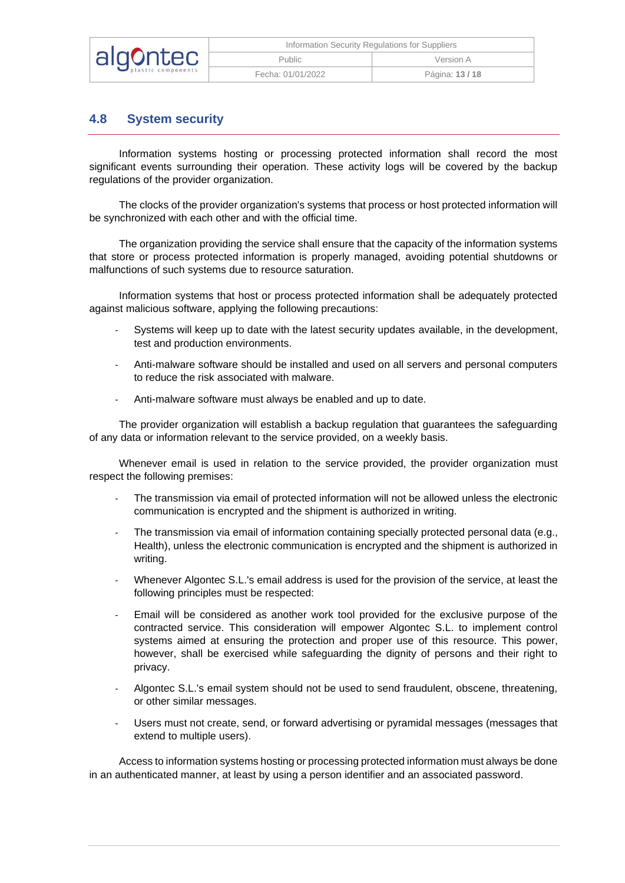## 4.8 System security

Information systems hosting or processing protected information shall record the most significant events surrounding their operation. These activity logs will be covered by the backup regulations of the provider organization.

The clocks of the provider organization's systems that process or host protected information will be synchronized with each other and with the official time.

The organization providing the service shall ensure that the capacity of the information systems that store or process protected information is properly managed, avoiding potential shutdowns or malfunctions of such systems due to resource saturation.

Information systems that host or process protected information shall be adequately protected against malicious software, applying the following precautions:

- Systems will keep up to date with the latest security updates available, in the development, test and production environments.
- Anti-malware software should be installed and used on all servers and personal computers to reduce the risk associated with malware.
- Anti-malware software must always be enabled and up to date.

The provider organization will establish a backup regulation that guarantees the safeguarding of any data or information relevant to the service provided, on a weekly basis.

Whenever email is used in relation to the service provided, the provider organization must respect the following premises:

- The transmission via email of protected information will not be allowed unless the electronic communication is encrypted and the shipment is authorized in writing.
- The transmission via email of information containing specially protected personal data (e.g., Health), unless the electronic communication is encrypted and the shipment is authorized in writing.
- Whenever Algontec S.L.'s email address is used for the provision of the service, at least the following principles must be respected:
- Email will be considered as another work tool provided for the exclusive purpose of the contracted service. This consideration will empower Algontec S.L. to implement control systems aimed at ensuring the protection and proper use of this resource. This power, however, shall be exercised while safeguarding the dignity of persons and their right to privacy.
- Algontec S.L.'s email system should not be used to send fraudulent, obscene, threatening, or other similar messages.
- Users must not create, send, or forward advertising or pyramidal messages (messages that extend to multiple users).

Access to information systems hosting or processing protected information must always be done in an authenticated manner, at least by using a person identifier and an associated password.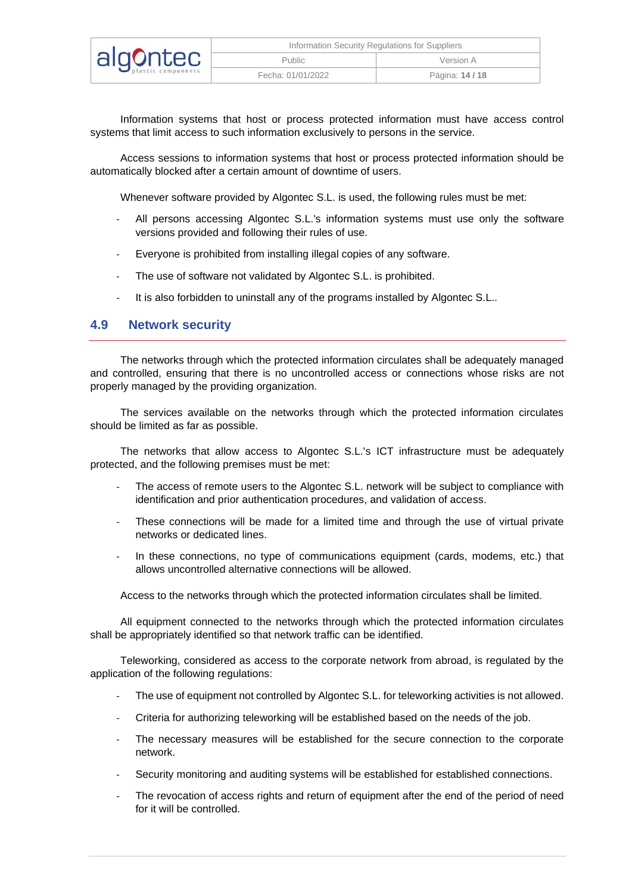Information systems that host or process protected information must have access control systems that limit access to such information exclusively to persons in the service.

Access sessions to information systems that host or process protected information should be automatically blocked after a certain amount of downtime of users.

Whenever software provided by Algontec S.L. is used, the following rules must be met:

- All persons accessing Algontec S.L.'s information systems must use only the software versions provided and following their rules of use.
- Everyone is prohibited from installing illegal copies of any software.
- The use of software not validated by Algontec S.L. is prohibited.
- It is also forbidden to uninstall any of the programs installed by Algontec S.L..

## 4.9 Network security

The networks through which the protected information circulates shall be adequately managed and controlled, ensuring that there is no uncontrolled access or connections whose risks are not properly managed by the providing organization.

The services available on the networks through which the protected information circulates should be limited as far as possible.

The networks that allow access to Algontec S.L.'s ICT infrastructure must be adequately protected, and the following premises must be met:

- The access of remote users to the Algontec S.L. network will be subject to compliance with identification and prior authentication procedures, and validation of access.
- These connections will be made for a limited time and through the use of virtual private networks or dedicated lines.
- In these connections, no type of communications equipment (cards, modems, etc.) that allows uncontrolled alternative connections will be allowed.

Access to the networks through which the protected information circulates shall be limited.

All equipment connected to the networks through which the protected information circulates shall be appropriately identified so that network traffic can be identified.

Teleworking, considered as access to the corporate network from abroad, is regulated by the application of the following regulations:

- The use of equipment not controlled by Algontec S.L. for teleworking activities is not allowed.
- Criteria for authorizing teleworking will be established based on the needs of the job.
- The necessary measures will be established for the secure connection to the corporate network.
- Security monitoring and auditing systems will be established for established connections.
- The revocation of access rights and return of equipment after the end of the period of need for it will be controlled.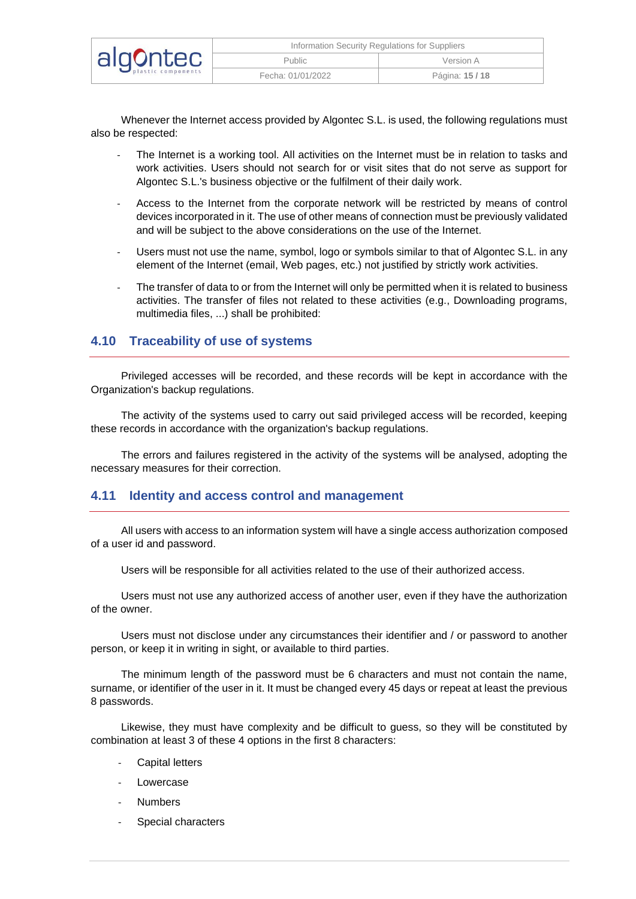Whenever the Internet access provided by Algontec S.L. is used, the following regulations must also be respected:

- The Internet is a working tool. All activities on the Internet must be in relation to tasks and work activities. Users should not search for or visit sites that do not serve as support for Algontec S.L.'s business objective or the fulfilment of their daily work.
- Access to the Internet from the corporate network will be restricted by means of control devices incorporated in it. The use of other means of connection must be previously validated and will be subject to the above considerations on the use of the Internet.
- Users must not use the name, symbol, logo or symbols similar to that of Algontec S.L. in any element of the Internet (email, Web pages, etc.) not justified by strictly work activities.
- The transfer of data to or from the Internet will only be permitted when it is related to business activities. The transfer of files not related to these activities (e.g., Downloading programs, multimedia files, ...) shall be prohibited:

## 4.10 Traceability of use of systems

Privileged accesses will be recorded, and these records will be kept in accordance with the Organization's backup regulations.

The activity of the systems used to carry out said privileged access will be recorded, keeping these records in accordance with the organization's backup regulations.

The errors and failures registered in the activity of the systems will be analysed, adopting the necessary measures for their correction.

## 4.11 Identity and access control and management

All users with access to an information system will have a single access authorization composed of a user id and password.

Users will be responsible for all activities related to the use of their authorized access.

Users must not use any authorized access of another user, even if they have the authorization of the owner.

Users must not disclose under any circumstances their identifier and / or password to another person, or keep it in writing in sight, or available to third parties.

The minimum length of the password must be 6 characters and must not contain the name, surname, or identifier of the user in it. It must be changed every 45 days or repeat at least the previous 8 passwords.

Likewise, they must have complexity and be difficult to guess, so they will be constituted by combination at least 3 of these 4 options in the first 8 characters:

- Capital letters
- Lowercase
- Numbers
- Special characters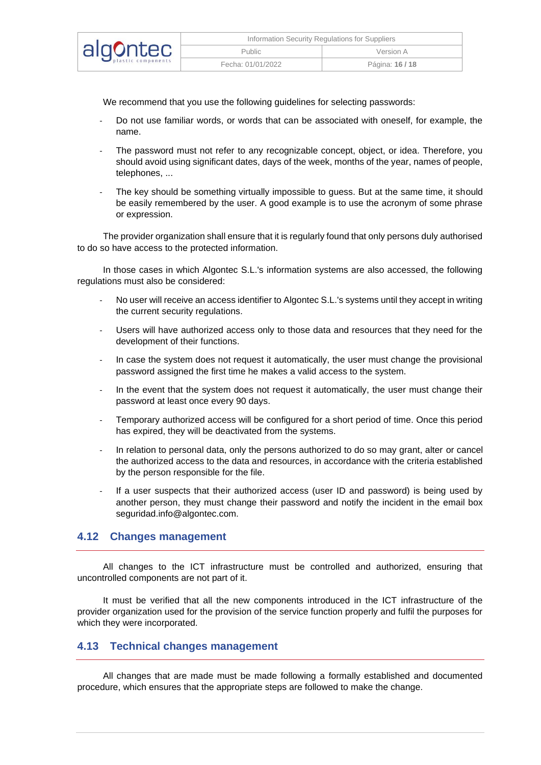We recommend that you use the following guidelines for selecting passwords:

- Do not use familiar words, or words that can be associated with oneself, for example, the name.
- The password must not refer to any recognizable concept, object, or idea. Therefore, you should avoid using significant dates, days of the week, months of the year, names of people, telephones, ...
- The key should be something virtually impossible to guess. But at the same time, it should be easily remembered by the user. A good example is to use the acronym of some phrase or expression.

The provider organization shall ensure that it is regularly found that only persons duly authorised to do so have access to the protected information.

In those cases in which Algontec S.L.'s information systems are also accessed, the following regulations must also be considered:

- No user will receive an access identifier to Algontec S.L.'s systems until they accept in writing the current security regulations.
- Users will have authorized access only to those data and resources that they need for the development of their functions.
- In case the system does not request it automatically, the user must change the provisional password assigned the first time he makes a valid access to the system.
- In the event that the system does not request it automatically, the user must change their password at least once every 90 days.
- Temporary authorized access will be configured for a short period of time. Once this period has expired, they will be deactivated from the systems.
- In relation to personal data, only the persons authorized to do so may grant, alter or cancel the authorized access to the data and resources, in accordance with the criteria established by the person responsible for the file.
- If a user suspects that their authorized access (user ID and password) is being used by another person, they must change their password and notify the incident in the email box seguridad.info@algontec.com.

## 4.12 Changes management

All changes to the ICT infrastructure must be controlled and authorized, ensuring that uncontrolled components are not part of it.

It must be verified that all the new components introduced in the ICT infrastructure of the provider organization used for the provision of the service function properly and fulfil the purposes for which they were incorporated.

## 4.13 Technical changes management

All changes that are made must be made following a formally established and documented procedure, which ensures that the appropriate steps are followed to make the change.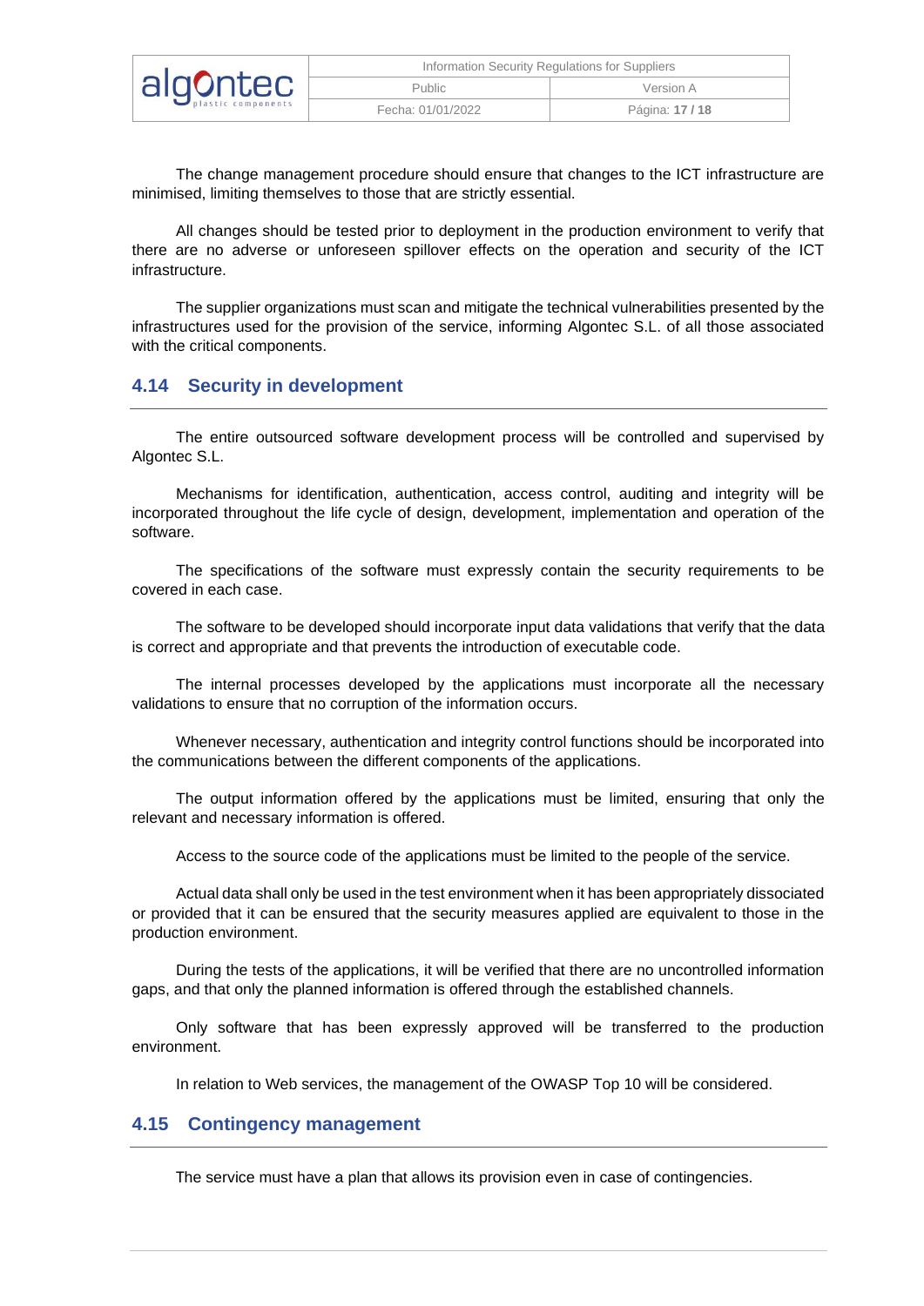The change management procedure should ensure that changes to the ICT infrastructure are minimised, limiting themselves to those that are strictly essential.

All changes should be tested prior to deployment in the production environment to verify that there are no adverse or unforeseen spillover effects on the operation and security of the ICT infrastructure.

The supplier organizations must scan and mitigate the technical vulnerabilities presented by the infrastructures used for the provision of the service, informing Algontec S.L. of all those associated with the critical components.

## 4.14 Security in development

The entire outsourced software development process will be controlled and supervised by Algontec S.L.

Mechanisms for identification, authentication, access control, auditing and integrity will be incorporated throughout the life cycle of design, development, implementation and operation of the software.

The specifications of the software must expressly contain the security requirements to be covered in each case.

The software to be developed should incorporate input data validations that verify that the data is correct and appropriate and that prevents the introduction of executable code.

The internal processes developed by the applications must incorporate all the necessary validations to ensure that no corruption of the information occurs.

Whenever necessary, authentication and integrity control functions should be incorporated into the communications between the different components of the applications.

The output information offered by the applications must be limited, ensuring that only the relevant and necessary information is offered.

Access to the source code of the applications must be limited to the people of the service.

Actual data shall only be used in the test environment when it has been appropriately dissociated or provided that it can be ensured that the security measures applied are equivalent to those in the production environment.

During the tests of the applications, it will be verified that there are no uncontrolled information gaps, and that only the planned information is offered through the established channels.

Only software that has been expressly approved will be transferred to the production environment.

In relation to Web services, the management of the OWASP Top 10 will be considered.

## 4.15 Contingency management

The service must have a plan that allows its provision even in case of contingencies.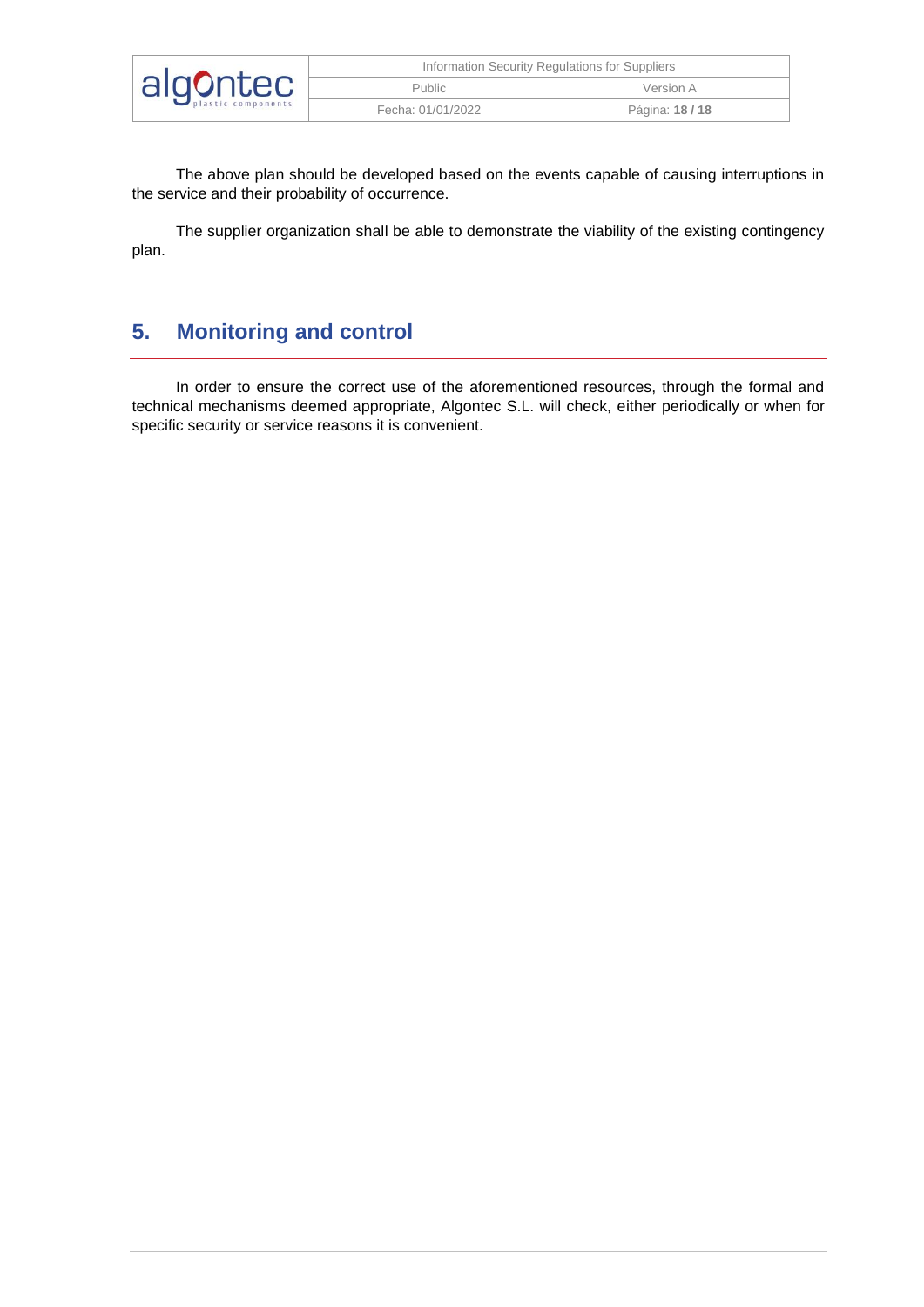The above plan should be developed based on the events capable of causing interruptions in the service and their probability of occurrence.

The supplier organization shall be able to demonstrate the viability of the existing contingency plan.

## 5. Monitoring and control

In order to ensure the correct use of the aforementioned resources, through the formal and technical mechanisms deemed appropriate, Algontec S.L. will check, either periodically or when for specific security or service reasons it is convenient.